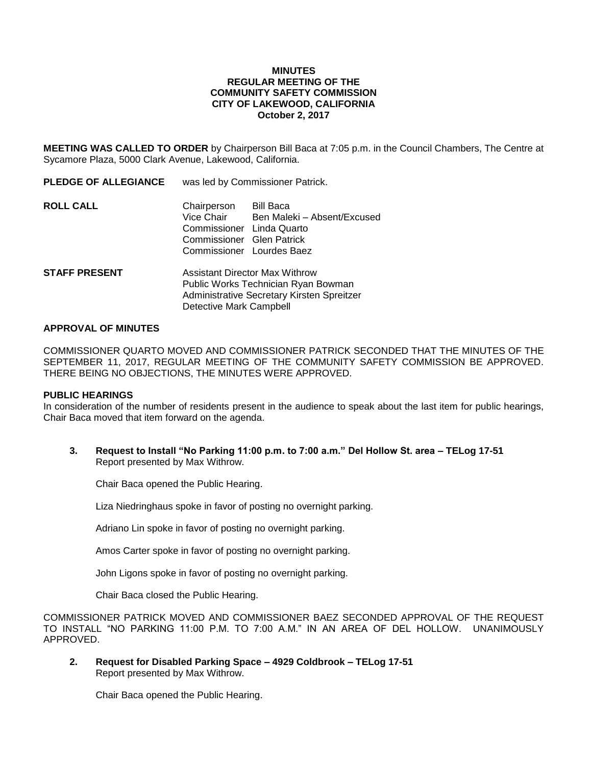**MINUTES**
**REGULAR MEETING OF THE**
**COMMUNITY SAFETY COMMISSION**
**CITY OF LAKEWOOD, CALIFORNIA**
**October 2, 2017**

**MEETING WAS CALLED TO ORDER** by Chairperson Bill Baca at 7:05 p.m. in the Council Chambers, The Centre at Sycamore Plaza, 5000 Clark Avenue, Lakewood, California.

**PLEDGE OF ALLEGIANCE** was led by Commissioner Patrick.

**ROLL CALL**

Chairperson Bill Baca
Vice Chair Ben Maleki – Absent/Excused
Commissioner Linda Quarto
Commissioner Glen Patrick
Commissioner Lourdes Baez

**STAFF PRESENT**

Assistant Director Max Withrow
Public Works Technician Ryan Bowman
Administrative Secretary Kirsten Spreitzer
Detective Mark Campbell

**APPROVAL OF MINUTES**

COMMISSIONER QUARTO MOVED AND COMMISSIONER PATRICK SECONDED THAT THE MINUTES OF THE SEPTEMBER 11, 2017, REGULAR MEETING OF THE COMMUNITY SAFETY COMMISSION BE APPROVED. THERE BEING NO OBJECTIONS, THE MINUTES WERE APPROVED.

**PUBLIC HEARINGS**

In consideration of the number of residents present in the audience to speak about the last item for public hearings, Chair Baca moved that item forward on the agenda.

**3. Request to Install "No Parking 11:00 p.m. to 7:00 a.m." Del Hollow St. area – TELog 17-51**
Report presented by Max Withrow.

Chair Baca opened the Public Hearing.

Liza Niedringhaus spoke in favor of posting no overnight parking.

Adriano Lin spoke in favor of posting no overnight parking.

Amos Carter spoke in favor of posting no overnight parking.

John Ligons spoke in favor of posting no overnight parking.

Chair Baca closed the Public Hearing.

COMMISSIONER PATRICK MOVED AND COMMISSIONER BAEZ SECONDED APPROVAL OF THE REQUEST TO INSTALL "NO PARKING 11:00 P.M. TO 7:00 A.M." IN AN AREA OF DEL HOLLOW. UNANIMOUSLY APPROVED.

**2. Request for Disabled Parking Space – 4929 Coldbrook – TELog 17-51**
Report presented by Max Withrow.

Chair Baca opened the Public Hearing.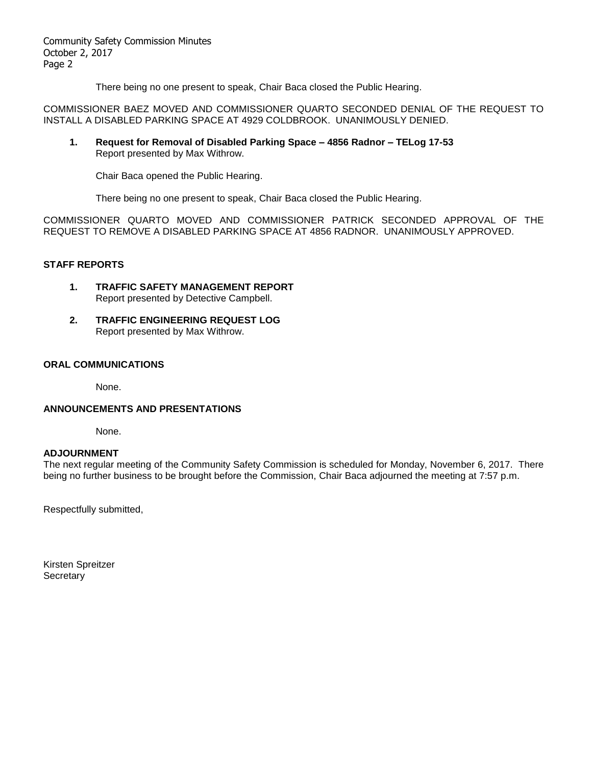There being no one present to speak, Chair Baca closed the Public Hearing.

COMMISSIONER BAEZ MOVED AND COMMISSIONER QUARTO SECONDED DENIAL OF THE REQUEST TO INSTALL A DISABLED PARKING SPACE AT 4929 COLDBROOK. UNANIMOUSLY DENIED.

1. **Request for Removal of Disabled Parking Space – 4856 Radnor – TELog 17-53**
   Report presented by Max Withrow.

   Chair Baca opened the Public Hearing.

   There being no one present to speak, Chair Baca closed the Public Hearing.

COMMISSIONER QUARTO MOVED AND COMMISSIONER PATRICK SECONDED APPROVAL OF THE REQUEST TO REMOVE A DISABLED PARKING SPACE AT 4856 RADNOR. UNANIMOUSLY APPROVED.

## STAFF REPORTS

1. **TRAFFIC SAFETY MANAGEMENT REPORT**
   Report presented by Detective Campbell.

2. **TRAFFIC ENGINEERING REQUEST LOG**
   Report presented by Max Withrow.

## ORAL COMMUNICATIONS

None.

## ANNOUNCEMENTS AND PRESENTATIONS

None.

## ADJOURNMENT

The next regular meeting of the Community Safety Commission is scheduled for Monday, November 6, 2017. There being no further business to be brought before the Commission, Chair Baca adjourned the meeting at 7:57 p.m.

Respectfully submitted,

Kirsten Spreitzer
Secretary